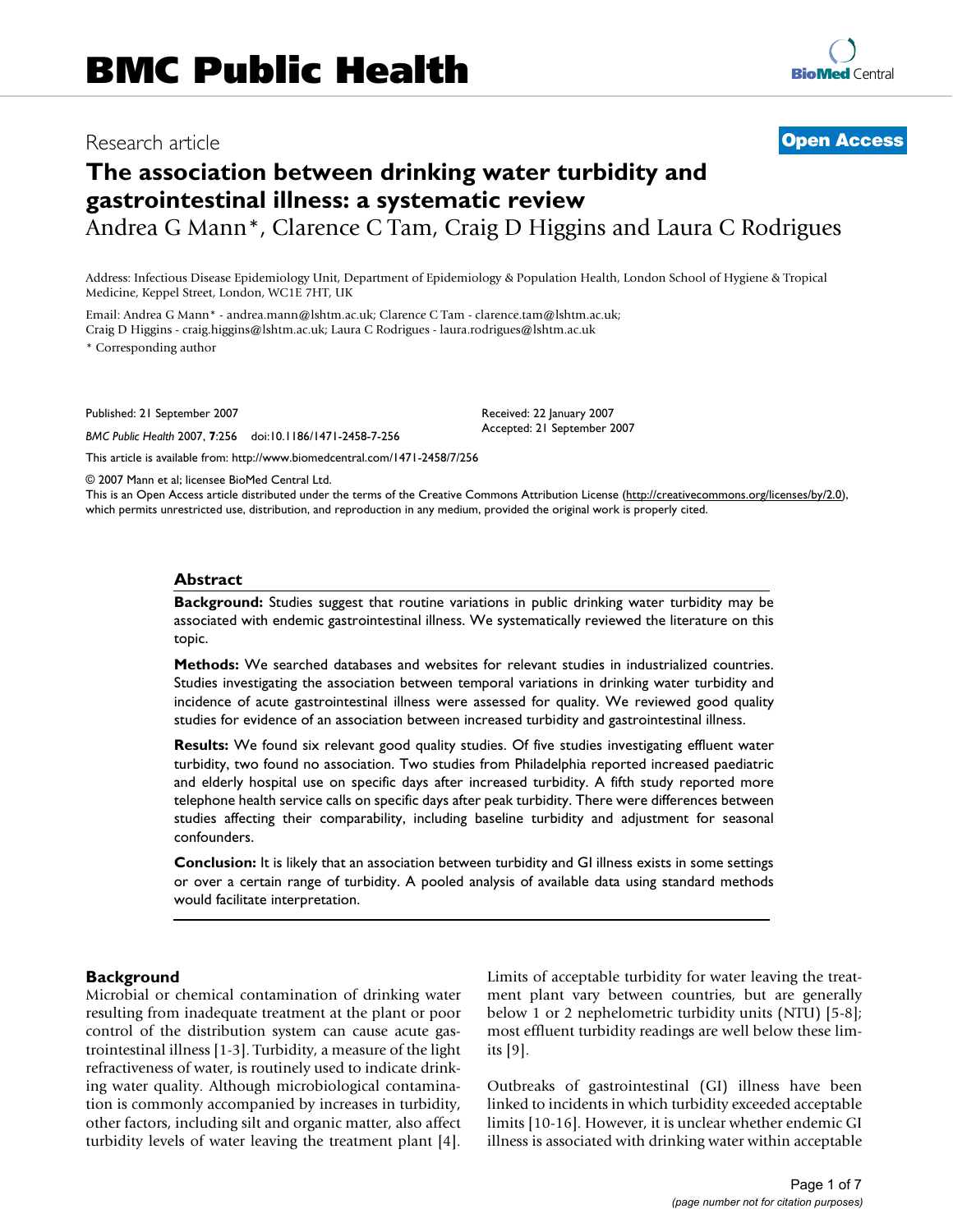BMC Public Health

Research article

**Open Access**

# The association between drinking water turbidity and gastrointestinal illness: a systematic review

Andrea G Mann*, Clarence C Tam, Craig D Higgins and Laura C Rodrigues

Address: Infectious Disease Epidemiology Unit, Department of Epidemiology & Population Health, London School of Hygiene & Tropical Medicine, Keppel Street, London, WC1E 7HT, UK

Email: Andrea G Mann* - andrea.mann@lshtm.ac.uk; Clarence C Tam - clarence.tam@lshtm.ac.uk; Craig D Higgins - craig.higgins@lshtm.ac.uk; Laura C Rodrigues - laura.rodrigues@lshtm.ac.uk

* Corresponding author

Published: 21 September 2007

*BMC Public Health* 2007, **7**:256 doi:10.1186/1471-2458-7-256

Received: 22 January 2007
Accepted: 21 September 2007

This article is available from: http://www.biomedcentral.com/1471-2458/7/256

© 2007 Mann et al; licensee BioMed Central Ltd.

This is an Open Access article distributed under the terms of the Creative Commons Attribution License (http://creativecommons.org/licenses/by/2.0), which permits unrestricted use, distribution, and reproduction in any medium, provided the original work is properly cited.

## Abstract

**Background:** Studies suggest that routine variations in public drinking water turbidity may be associated with endemic gastrointestinal illness. We systematically reviewed the literature on this topic.

**Methods:** We searched databases and websites for relevant studies in industrialized countries. Studies investigating the association between temporal variations in drinking water turbidity and incidence of acute gastrointestinal illness were assessed for quality. We reviewed good quality studies for evidence of an association between increased turbidity and gastrointestinal illness.

**Results:** We found six relevant good quality studies. Of five studies investigating effluent water turbidity, two found no association. Two studies from Philadelphia reported increased paediatric and elderly hospital use on specific days after increased turbidity. A fifth study reported more telephone health service calls on specific days after peak turbidity. There were differences between studies affecting their comparability, including baseline turbidity and adjustment for seasonal confounders.

**Conclusion:** It is likely that an association between turbidity and GI illness exists in some settings or over a certain range of turbidity. A pooled analysis of available data using standard methods would facilitate interpretation.

## Background

Microbial or chemical contamination of drinking water resulting from inadequate treatment at the plant or poor control of the distribution system can cause acute gastrointestinal illness [1-3]. Turbidity, a measure of the light refractiveness of water, is routinely used to indicate drinking water quality. Although microbiological contamination is commonly accompanied by increases in turbidity, other factors, including silt and organic matter, also affect turbidity levels of water leaving the treatment plant [4]. Limits of acceptable turbidity for water leaving the treatment plant vary between countries, but are generally below 1 or 2 nephelometric turbidity units (NTU) [5-8]; most effluent turbidity readings are well below these limits [9].

Outbreaks of gastrointestinal (GI) illness have been linked to incidents in which turbidity exceeded acceptable limits [10-16]. However, it is unclear whether endemic GI illness is associated with drinking water within acceptable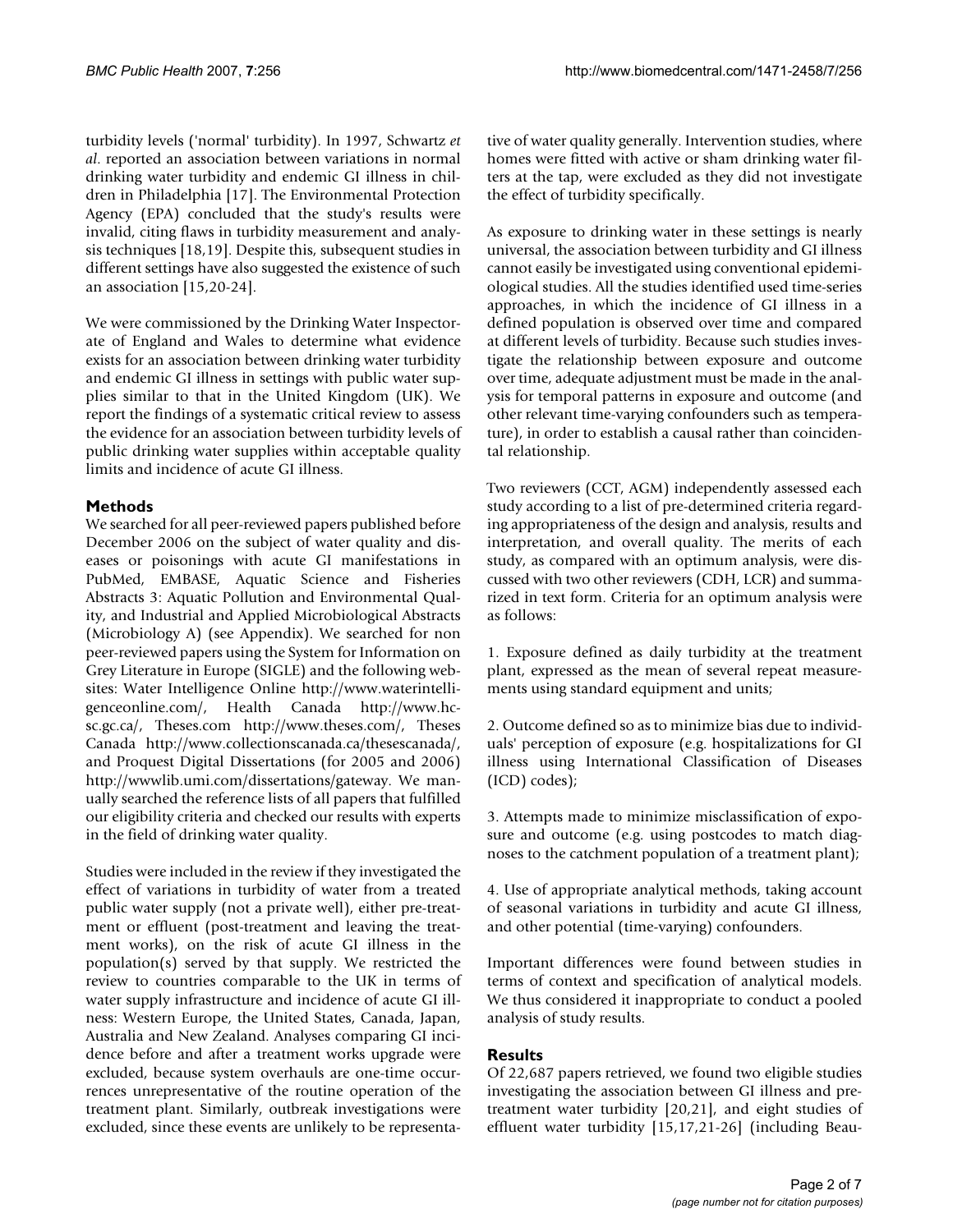turbidity levels ('normal' turbidity). In 1997, Schwartz *et al.* reported an association between variations in normal drinking water turbidity and endemic GI illness in children in Philadelphia [17]. The Environmental Protection Agency (EPA) concluded that the study's results were invalid, citing flaws in turbidity measurement and analysis techniques [18,19]. Despite this, subsequent studies in different settings have also suggested the existence of such an association [15,20-24].

We were commissioned by the Drinking Water Inspectorate of England and Wales to determine what evidence exists for an association between drinking water turbidity and endemic GI illness in settings with public water supplies similar to that in the United Kingdom (UK). We report the findings of a systematic critical review to assess the evidence for an association between turbidity levels of public drinking water supplies within acceptable quality limits and incidence of acute GI illness.

## Methods

We searched for all peer-reviewed papers published before December 2006 on the subject of water quality and diseases or poisonings with acute GI manifestations in PubMed, EMBASE, Aquatic Science and Fisheries Abstracts 3: Aquatic Pollution and Environmental Quality, and Industrial and Applied Microbiological Abstracts (Microbiology A) (see Appendix). We searched for non peer-reviewed papers using the System for Information on Grey Literature in Europe (SIGLE) and the following websites: Water Intelligence Online http://www.waterintelligenceonline.com/, Health Canada http://www.hc-sc.gc.ca/, Theses.com http://www.theses.com/, Theses Canada http://www.collectionscanada.ca/thesescanada/, and Proquest Digital Dissertations (for 2005 and 2006) http://wwwlib.umi.com/dissertations/gateway. We manually searched the reference lists of all papers that fulfilled our eligibility criteria and checked our results with experts in the field of drinking water quality.

Studies were included in the review if they investigated the effect of variations in turbidity of water from a treated public water supply (not a private well), either pre-treatment or effluent (post-treatment and leaving the treatment works), on the risk of acute GI illness in the population(s) served by that supply. We restricted the review to countries comparable to the UK in terms of water supply infrastructure and incidence of acute GI illness: Western Europe, the United States, Canada, Japan, Australia and New Zealand. Analyses comparing GI incidence before and after a treatment works upgrade were excluded, because system overhauls are one-time occurrences unrepresentative of the routine operation of the treatment plant. Similarly, outbreak investigations were excluded, since these events are unlikely to be representative of water quality generally. Intervention studies, where homes were fitted with active or sham drinking water filters at the tap, were excluded as they did not investigate the effect of turbidity specifically.

As exposure to drinking water in these settings is nearly universal, the association between turbidity and GI illness cannot easily be investigated using conventional epidemiological studies. All the studies identified used time-series approaches, in which the incidence of GI illness in a defined population is observed over time and compared at different levels of turbidity. Because such studies investigate the relationship between exposure and outcome over time, adequate adjustment must be made in the analysis for temporal patterns in exposure and outcome (and other relevant time-varying confounders such as temperature), in order to establish a causal rather than coincidental relationship.

Two reviewers (CCT, AGM) independently assessed each study according to a list of pre-determined criteria regarding appropriateness of the design and analysis, results and interpretation, and overall quality. The merits of each study, as compared with an optimum analysis, were discussed with two other reviewers (CDH, LCR) and summarized in text form. Criteria for an optimum analysis were as follows:

1. Exposure defined as daily turbidity at the treatment plant, expressed as the mean of several repeat measurements using standard equipment and units;

2. Outcome defined so as to minimize bias due to individuals' perception of exposure (e.g. hospitalizations for GI illness using International Classification of Diseases (ICD) codes);

3. Attempts made to minimize misclassification of exposure and outcome (e.g. using postcodes to match diagnoses to the catchment population of a treatment plant);

4. Use of appropriate analytical methods, taking account of seasonal variations in turbidity and acute GI illness, and other potential (time-varying) confounders.

Important differences were found between studies in terms of context and specification of analytical models. We thus considered it inappropriate to conduct a pooled analysis of study results.

## Results

Of 22,687 papers retrieved, we found two eligible studies investigating the association between GI illness and pre-treatment water turbidity [20,21], and eight studies of effluent water turbidity [15,17,21-26] (including Beau-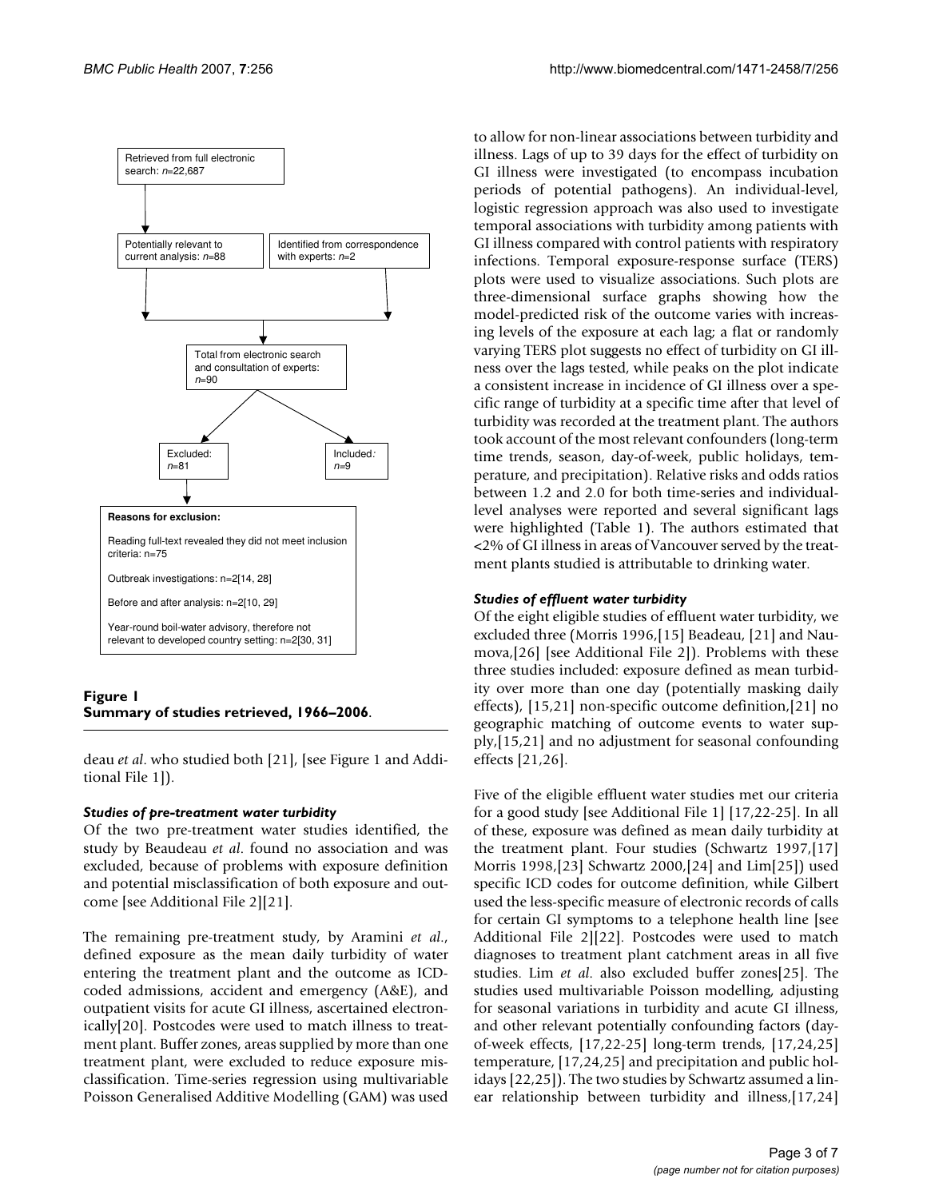Retrieved from full electronic search: *n*=22,687

Potentially relevant to current analysis: *n*=88

Identified from correspondence with experts: *n*=2

Total from electronic search and consultation of experts: *n*=90

Excluded: *n*=81

Included: *n*=9

**Reasons for exclusion:**

Reading full-text revealed they did not meet inclusion criteria: n=75

Outbreak investigations: n=2[14, 28]

Before and after analysis: n=2[10, 29]

Year-round boil-water advisory, therefore not relevant to developed country setting: n=2[30, 31]

**Figure 1**
**Summary of studies retrieved, 1966–2006**.

deau *et al.* who studied both [21], [see Figure 1 and Additional File 1]).

### *Studies of pre-treatment water turbidity*

Of the two pre-treatment water studies identified, the study by Beaudeau *et al.* found no association and was excluded, because of problems with exposure definition and potential misclassification of both exposure and outcome [see Additional File 2][21].

The remaining pre-treatment study, by Aramini *et al.*, defined exposure as the mean daily turbidity of water entering the treatment plant and the outcome as ICD-coded admissions, accident and emergency (A&E), and outpatient visits for acute GI illness, ascertained electronically[20]. Postcodes were used to match illness to treatment plant. Buffer zones, areas supplied by more than one treatment plant, were excluded to reduce exposure misclassification. Time-series regression using multivariable Poisson Generalised Additive Modelling (GAM) was used to allow for non-linear associations between turbidity and illness. Lags of up to 39 days for the effect of turbidity on GI illness were investigated (to encompass incubation periods of potential pathogens). An individual-level, logistic regression approach was also used to investigate temporal associations with turbidity among patients with GI illness compared with control patients with respiratory infections. Temporal exposure-response surface (TERS) plots were used to visualize associations. Such plots are three-dimensional surface graphs showing how the model-predicted risk of the outcome varies with increasing levels of the exposure at each lag; a flat or randomly varying TERS plot suggests no effect of turbidity on GI illness over the lags tested, while peaks on the plot indicate a consistent increase in incidence of GI illness over a specific range of turbidity at a specific time after that level of turbidity was recorded at the treatment plant. The authors took account of the most relevant confounders (long-term time trends, season, day-of-week, public holidays, temperature, and precipitation). Relative risks and odds ratios between 1.2 and 2.0 for both time-series and individual-level analyses were reported and several significant lags were highlighted (Table 1). The authors estimated that <2% of GI illness in areas of Vancouver served by the treatment plants studied is attributable to drinking water.

### *Studies of effluent water turbidity*

Of the eight eligible studies of effluent water turbidity, we excluded three (Morris 1996,[15] Beadeau, [21] and Naumova,[26] [see Additional File 2]). Problems with these three studies included: exposure defined as mean turbidity over more than one day (potentially masking daily effects), [15,21] non-specific outcome definition,[21] no geographic matching of outcome events to water supply,[15,21] and no adjustment for seasonal confounding effects [21,26].

Five of the eligible effluent water studies met our criteria for a good study [see Additional File 1] [17,22-25]. In all of these, exposure was defined as mean daily turbidity at the treatment plant. Four studies (Schwartz 1997,[17] Morris 1998,[23] Schwartz 2000,[24] and Lim[25]) used specific ICD codes for outcome definition, while Gilbert used the less-specific measure of electronic records of calls for certain GI symptoms to a telephone health line [see Additional File 2][22]. Postcodes were used to match diagnoses to treatment plant catchment areas in all five studies. Lim *et al.* also excluded buffer zones[25]. The studies used multivariable Poisson modelling, adjusting for seasonal variations in turbidity and acute GI illness, and other relevant potentially confounding factors (day-of-week effects, [17,22-25] long-term trends, [17,24,25] temperature, [17,24,25] and precipitation and public holidays [22,25]). The two studies by Schwartz assumed a linear relationship between turbidity and illness,[17,24]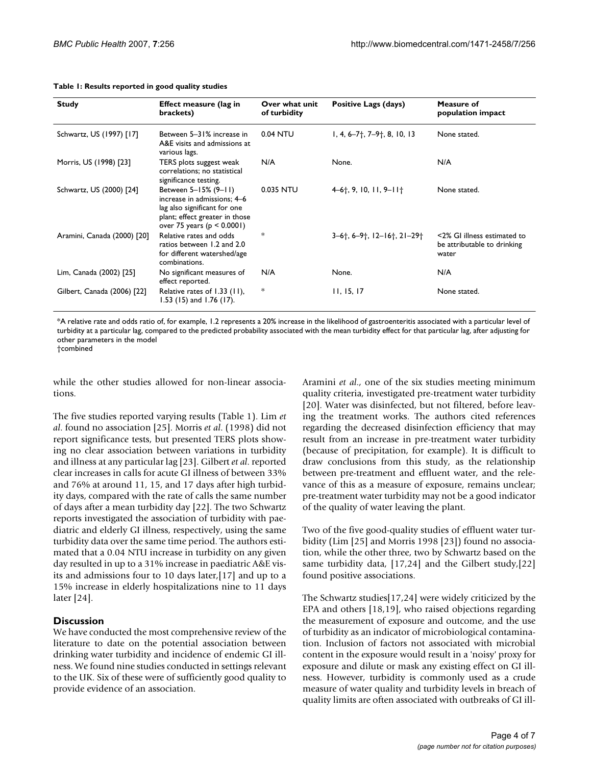**Table 1: Results reported in good quality studies**

| Study | Effect measure (lag in brackets) | Over what unit of turbidity | Positive Lags (days) | Measure of population impact |
|---|---|---|---|---|
| Schwartz, US (1997) [17] | Between 5–31% increase in A&E visits and admissions at various lags. | 0.04 NTU | 1, 4, 6–7†, 7–9†, 8, 10, 13 | None stated. |
| Morris, US (1998) [23] | TERS plots suggest weak correlations; no statistical significance testing. | N/A | None. | N/A |
| Schwartz, US (2000) [24] | Between 5–15% (9–11) increase in admissions; 4–6 lag also significant for one plant; effect greater in those over 75 years ($p < 0.0001$) | 0.035 NTU | 4–6†, 9, 10, 11, 9–11† | None stated. |
| Aramini, Canada (2000) [20] | Relative rates and odds ratios between 1.2 and 2.0 for different watershed/age combinations. | * | 3–6†, 6–9†, 12–16†, 21–29† | <2% GI illness estimated to be attributable to drinking water |
| Lim, Canada (2002) [25] | No significant measures of effect reported. | N/A | None. | N/A |
| Gilbert, Canada (2006) [22] | Relative rates of 1.33 (11), 1.53 (15) and 1.76 (17). | * | 11, 15, 17 | None stated. |

*A relative rate and odds ratio of, for example, 1.2 represents a 20% increase in the likelihood of gastroenteritis associated with a particular level of turbidity at a particular lag, compared to the predicted probability associated with the mean turbidity effect for that particular lag, after adjusting for other parameters in the model
†combined

while the other studies allowed for non-linear associations.

The five studies reported varying results (Table 1). Lim *et al*. found no association [25]. Morris *et al*. (1998) did not report significance tests, but presented TERS plots showing no clear association between variations in turbidity and illness at any particular lag [23]. Gilbert *et al*. reported clear increases in calls for acute GI illness of between 33% and 76% at around 11, 15, and 17 days after high turbidity days, compared with the rate of calls the same number of days after a mean turbidity day [22]. The two Schwartz reports investigated the association of turbidity with paediatric and elderly GI illness, respectively, using the same turbidity data over the same time period. The authors estimated that a 0.04 NTU increase in turbidity on any given day resulted in up to a 31% increase in paediatric A&E visits and admissions four to 10 days later,[17] and up to a 15% increase in elderly hospitalizations nine to 11 days later [24].

## Discussion

We have conducted the most comprehensive review of the literature to date on the potential association between drinking water turbidity and incidence of endemic GI illness. We found nine studies conducted in settings relevant to the UK. Six of these were of sufficiently good quality to provide evidence of an association.

Aramini *et al*., one of the six studies meeting minimum quality criteria, investigated pre-treatment water turbidity [20]. Water was disinfected, but not filtered, before leaving the treatment works. The authors cited references regarding the decreased disinfection efficiency that may result from an increase in pre-treatment water turbidity (because of precipitation, for example). It is difficult to draw conclusions from this study, as the relationship between pre-treatment and effluent water, and the relevance of this as a measure of exposure, remains unclear; pre-treatment water turbidity may not be a good indicator of the quality of water leaving the plant.

Two of the five good-quality studies of effluent water turbidity (Lim [25] and Morris 1998 [23]) found no association, while the other three, two by Schwartz based on the same turbidity data, [17,24] and the Gilbert study,[22] found positive associations.

The Schwartz studies[17,24] were widely criticized by the EPA and others [18,19], who raised objections regarding the measurement of exposure and outcome, and the use of turbidity as an indicator of microbiological contamination. Inclusion of factors not associated with microbial content in the exposure would result in a 'noisy' proxy for exposure and dilute or mask any existing effect on GI illness. However, turbidity is commonly used as a crude measure of water quality and turbidity levels in breach of quality limits are often associated with outbreaks of GI ill-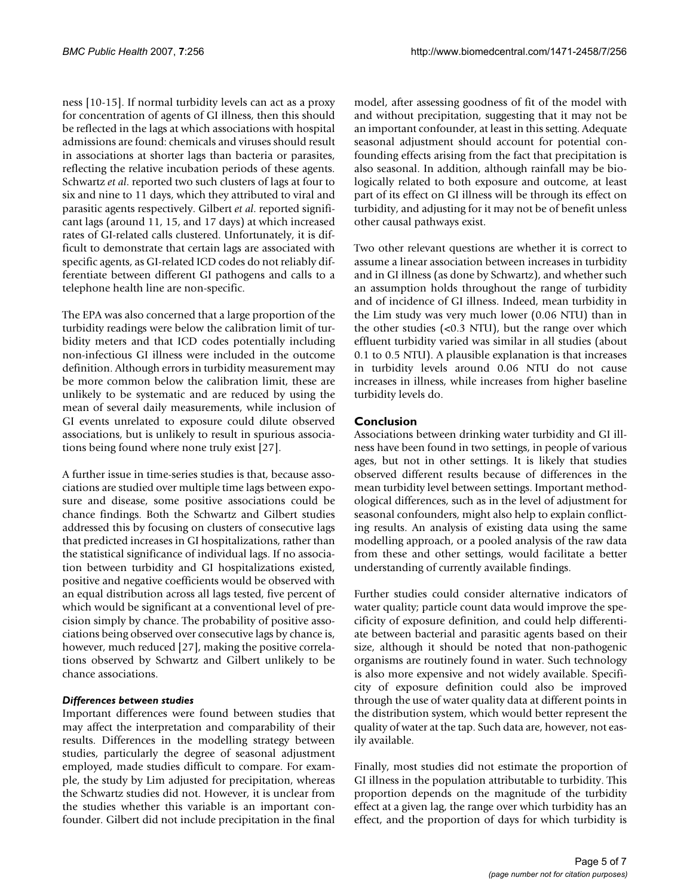ness [10-15]. If normal turbidity levels can act as a proxy for concentration of agents of GI illness, then this should be reflected in the lags at which associations with hospital admissions are found: chemicals and viruses should result in associations at shorter lags than bacteria or parasites, reflecting the relative incubation periods of these agents. Schwartz *et al*. reported two such clusters of lags at four to six and nine to 11 days, which they attributed to viral and parasitic agents respectively. Gilbert *et al*. reported significant lags (around 11, 15, and 17 days) at which increased rates of GI-related calls clustered. Unfortunately, it is difficult to demonstrate that certain lags are associated with specific agents, as GI-related ICD codes do not reliably differentiate between different GI pathogens and calls to a telephone health line are non-specific.

The EPA was also concerned that a large proportion of the turbidity readings were below the calibration limit of turbidity meters and that ICD codes potentially including non-infectious GI illness were included in the outcome definition. Although errors in turbidity measurement may be more common below the calibration limit, these are unlikely to be systematic and are reduced by using the mean of several daily measurements, while inclusion of GI events unrelated to exposure could dilute observed associations, but is unlikely to result in spurious associations being found where none truly exist [27].

A further issue in time-series studies is that, because associations are studied over multiple time lags between exposure and disease, some positive associations could be chance findings. Both the Schwartz and Gilbert studies addressed this by focusing on clusters of consecutive lags that predicted increases in GI hospitalizations, rather than the statistical significance of individual lags. If no association between turbidity and GI hospitalizations existed, positive and negative coefficients would be observed with an equal distribution across all lags tested, five percent of which would be significant at a conventional level of precision simply by chance. The probability of positive associations being observed over consecutive lags by chance is, however, much reduced [27], making the positive correlations observed by Schwartz and Gilbert unlikely to be chance associations.

### *Differences between studies*

Important differences were found between studies that may affect the interpretation and comparability of their results. Differences in the modelling strategy between studies, particularly the degree of seasonal adjustment employed, made studies difficult to compare. For example, the study by Lim adjusted for precipitation, whereas the Schwartz studies did not. However, it is unclear from the studies whether this variable is an important confounder. Gilbert did not include precipitation in the final model, after assessing goodness of fit of the model with and without precipitation, suggesting that it may not be an important confounder, at least in this setting. Adequate seasonal adjustment should account for potential confounding effects arising from the fact that precipitation is also seasonal. In addition, although rainfall may be biologically related to both exposure and outcome, at least part of its effect on GI illness will be through its effect on turbidity, and adjusting for it may not be of benefit unless other causal pathways exist.

Two other relevant questions are whether it is correct to assume a linear association between increases in turbidity and in GI illness (as done by Schwartz), and whether such an assumption holds throughout the range of turbidity and of incidence of GI illness. Indeed, mean turbidity in the Lim study was very much lower (0.06 NTU) than in the other studies (<0.3 NTU), but the range over which effluent turbidity varied was similar in all studies (about 0.1 to 0.5 NTU). A plausible explanation is that increases in turbidity levels around 0.06 NTU do not cause increases in illness, while increases from higher baseline turbidity levels do.

## Conclusion

Associations between drinking water turbidity and GI illness have been found in two settings, in people of various ages, but not in other settings. It is likely that studies observed different results because of differences in the mean turbidity level between settings. Important methodological differences, such as in the level of adjustment for seasonal confounders, might also help to explain conflicting results. An analysis of existing data using the same modelling approach, or a pooled analysis of the raw data from these and other settings, would facilitate a better understanding of currently available findings.

Further studies could consider alternative indicators of water quality; particle count data would improve the specificity of exposure definition, and could help differentiate between bacterial and parasitic agents based on their size, although it should be noted that non-pathogenic organisms are routinely found in water. Such technology is also more expensive and not widely available. Specificity of exposure definition could also be improved through the use of water quality data at different points in the distribution system, which would better represent the quality of water at the tap. Such data are, however, not easily available.

Finally, most studies did not estimate the proportion of GI illness in the population attributable to turbidity. This proportion depends on the magnitude of the turbidity effect at a given lag, the range over which turbidity has an effect, and the proportion of days for which turbidity is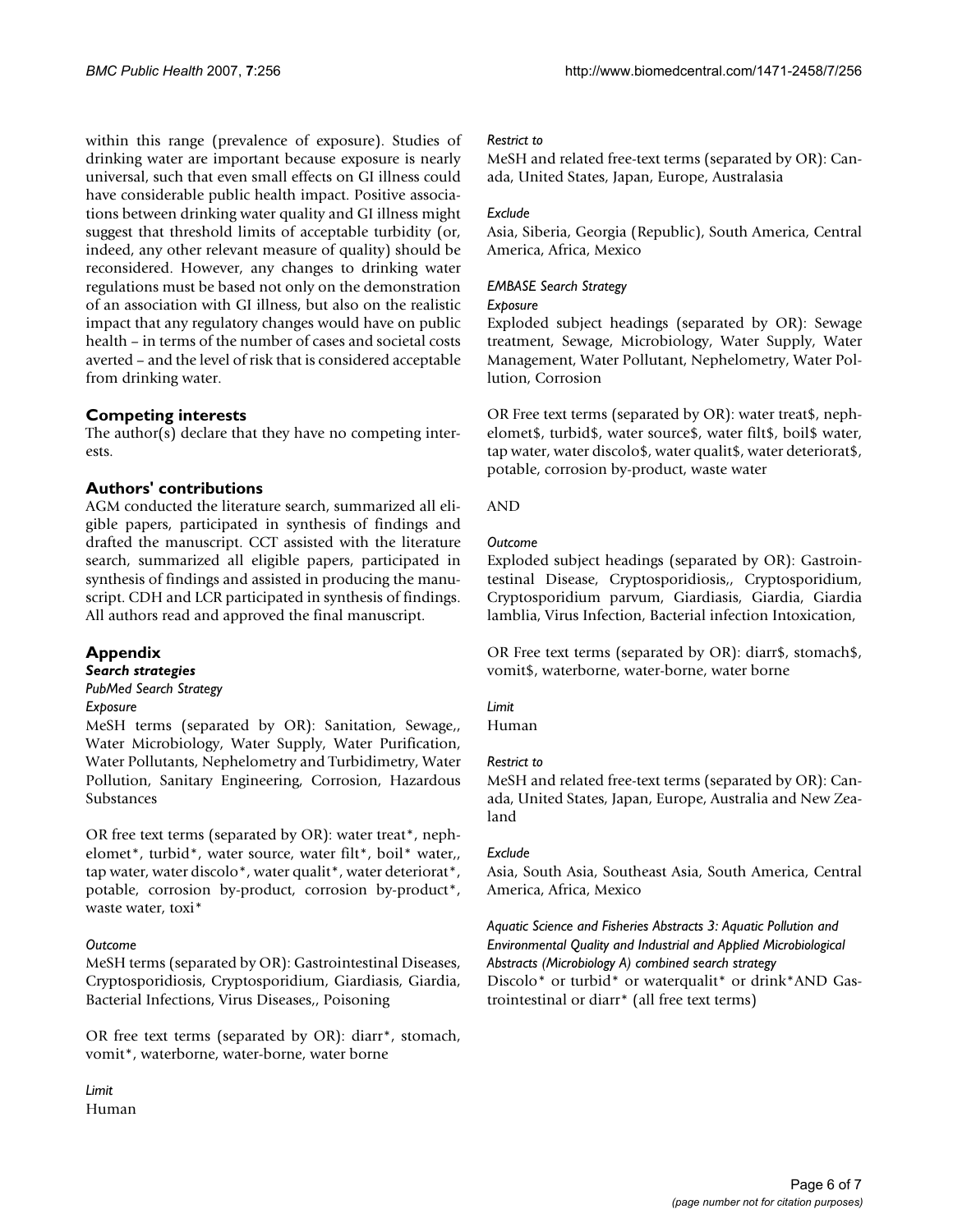within this range (prevalence of exposure). Studies of drinking water are important because exposure is nearly universal, such that even small effects on GI illness could have considerable public health impact. Positive associations between drinking water quality and GI illness might suggest that threshold limits of acceptable turbidity (or, indeed, any other relevant measure of quality) should be reconsidered. However, any changes to drinking water regulations must be based not only on the demonstration of an association with GI illness, but also on the realistic impact that any regulatory changes would have on public health – in terms of the number of cases and societal costs averted – and the level of risk that is considered acceptable from drinking water.

## Competing interests

The author(s) declare that they have no competing interests.

## Authors' contributions

AGM conducted the literature search, summarized all eligible papers, participated in synthesis of findings and drafted the manuscript. CCT assisted with the literature search, summarized all eligible papers, participated in synthesis of findings and assisted in producing the manuscript. CDH and LCR participated in synthesis of findings. All authors read and approved the final manuscript.

## Appendix

### Search strategies

*PubMed Search Strategy*

*Exposure*

MeSH terms (separated by OR): Sanitation, Sewage,, Water Microbiology, Water Supply, Water Purification, Water Pollutants, Nephelometry and Turbidimetry, Water Pollution, Sanitary Engineering, Corrosion, Hazardous Substances

OR free text terms (separated by OR): water treat*, nephelomet*, turbid*, water source, water filt*, boil* water,, tap water, water discolo*, water qualit*, water deteriorat*, potable, corrosion by-product, corrosion by-product*, waste water, toxi*

*Outcome*

MeSH terms (separated by OR): Gastrointestinal Diseases, Cryptosporidiosis, Cryptosporidium, Giardiasis, Giardia, Bacterial Infections, Virus Diseases,, Poisoning

OR free text terms (separated by OR): diarr*, stomach, vomit*, waterborne, water-borne, water borne

*Limit*

Human

*Restrict to*

MeSH and related free-text terms (separated by OR): Canada, United States, Japan, Europe, Australasia

*Exclude*

Asia, Siberia, Georgia (Republic), South America, Central America, Africa, Mexico

*EMBASE Search Strategy*

*Exposure*

Exploded subject headings (separated by OR): Sewage treatment, Sewage, Microbiology, Water Supply, Water Management, Water Pollutant, Nephelometry, Water Pollution, Corrosion

OR Free text terms (separated by OR): water treat$, nephelomet$, turbid$, water source$, water filt$, boil$ water, tap water, water discolo$, water qualit$, water deteriorat$, potable, corrosion by-product, waste water

AND

*Outcome*

Exploded subject headings (separated by OR): Gastrointestinal Disease, Cryptosporidiosis,, Cryptosporidium, Cryptosporidium parvum, Giardiasis, Giardia, Giardia lamblia, Virus Infection, Bacterial infection Intoxication,

OR Free text terms (separated by OR): diarr$, stomach$, vomit$, waterborne, water-borne, water borne

*Limit*

Human

*Restrict to*

MeSH and related free-text terms (separated by OR): Canada, United States, Japan, Europe, Australia and New Zealand

*Exclude*

Asia, South Asia, Southeast Asia, South America, Central America, Africa, Mexico

*Aquatic Science and Fisheries Abstracts 3: Aquatic Pollution and Environmental Quality and Industrial and Applied Microbiological Abstracts (Microbiology A) combined search strategy*

Discolo* or turbid* or waterqualit* or drink*AND Gastrointestinal or diarr* (all free text terms)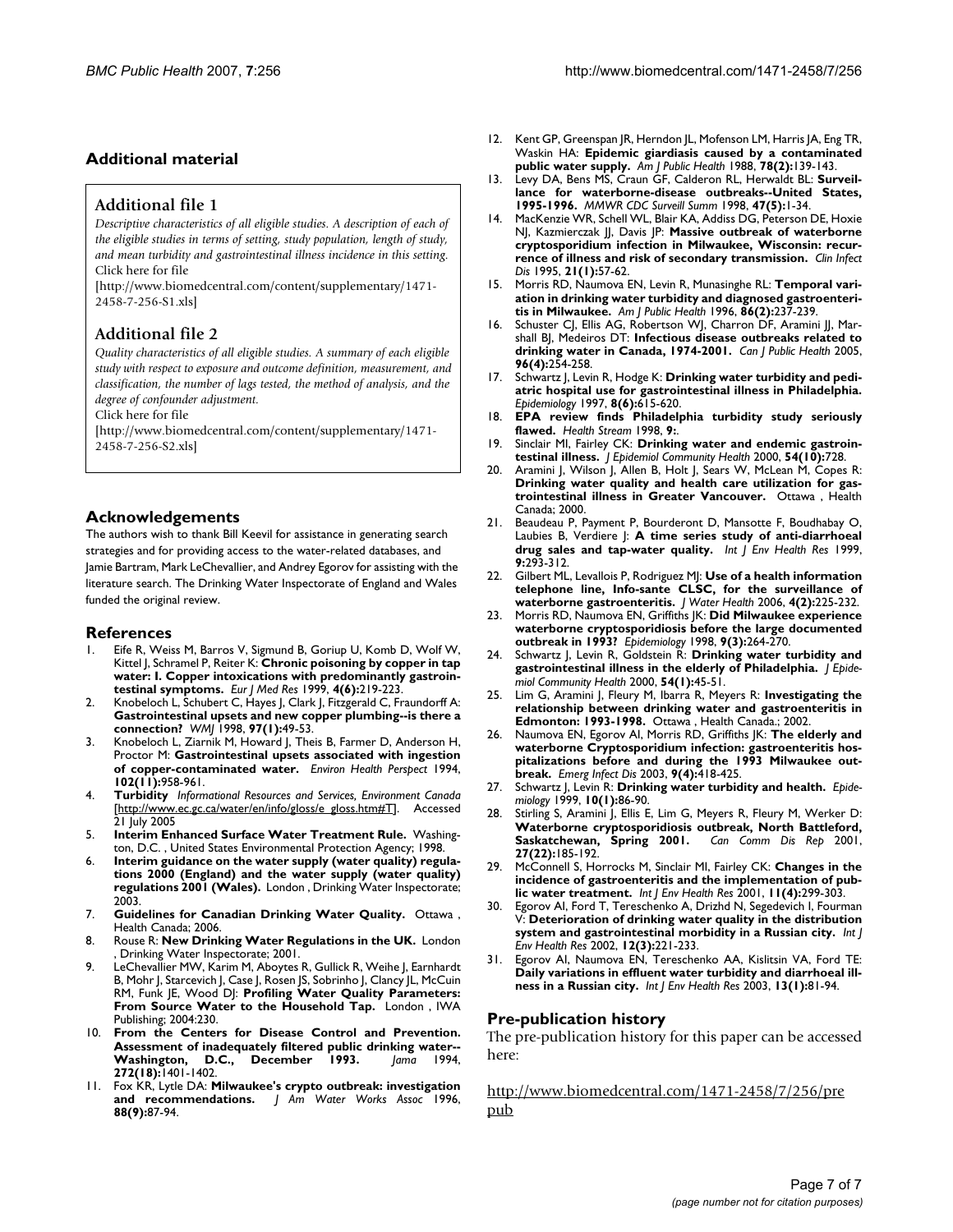## Additional material

### Additional file 1

*Descriptive characteristics of all eligible studies. A description of each of the eligible studies in terms of setting, study population, length of study, and mean turbidity and gastrointestinal illness incidence in this setting.*
Click here for file
[http://www.biomedcentral.com/content/supplementary/1471-2458-7-256-S1.xls]

### Additional file 2

*Quality characteristics of all eligible studies. A summary of each eligible study with respect to exposure and outcome definition, measurement, and classification, the number of lags tested, the method of analysis, and the degree of confounder adjustment.*
Click here for file
[http://www.biomedcentral.com/content/supplementary/1471-2458-7-256-S2.xls]

## Acknowledgements

The authors wish to thank Bill Keevil for assistance in generating search strategies and for providing access to the water-related databases, and Jamie Bartram, Mark LeChevallier, and Andrey Egorov for assisting with the literature search. The Drinking Water Inspectorate of England and Wales funded the original review.

## References

1. Eife R, Weiss M, Barros V, Sigmund B, Goriup U, Komb D, Wolf W, Kittel J, Schramel P, Reiter K: **Chronic poisoning by copper in tap water: I. Copper intoxications with predominantly gastrointestinal symptoms.** *Eur J Med Res* 1999, **4(6):**219-223.
2. Knobeloch L, Schubert C, Hayes J, Clark J, Fitzgerald C, Fraundorff A: **Gastrointestinal upsets and new copper plumbing--is there a connection?** *WMJ* 1998, **97(1):**49-53.
3. Knobeloch L, Ziarnik M, Howard J, Theis B, Farmer D, Anderson H, Proctor M: **Gastrointestinal upsets associated with ingestion of copper-contaminated water.** *Environ Health Perspect* 1994, **102(11):**958-961.
4. **Turbidity** *Informational Resources and Services, Environment Canada* [http://www.ec.gc.ca/water/en/info/gloss/e_gloss.htm#T]. Accessed 21 July 2005
5. **Interim Enhanced Surface Water Treatment Rule.** Washington, D.C. , United States Environmental Protection Agency; 1998.
6. **Interim guidance on the water supply (water quality) regulations 2000 (England) and the water supply (water quality) regulations 2001 (Wales).** London , Drinking Water Inspectorate; 2003.
7. **Guidelines for Canadian Drinking Water Quality.** Ottawa , Health Canada; 2006.
8. Rouse R: **New Drinking Water Regulations in the UK.** London , Drinking Water Inspectorate; 2001.
9. LeChevallier MW, Karim M, Aboytes R, Gullick R, Weihe J, Earnhardt B, Mohr J, Starcevich J, Case J, Rosen JS, Sobrinho J, Clancy JL, McCuin RM, Funk JE, Wood DJ: **Profiling Water Quality Parameters: From Source Water to the Household Tap.** London , IWA Publishing; 2004:230.
10. **From the Centers for Disease Control and Prevention. Assessment of inadequately filtered public drinking water--Washington, D.C., December 1993.** *Jama* 1994, **272(18):**1401-1402.
11. Fox KR, Lytle DA: **Milwaukee's crypto outbreak: investigation and recommendations.** *J Am Water Works Assoc* 1996, **88(9):**87-94.
12. Kent GP, Greenspan JR, Herndon JL, Mofenson LM, Harris JA, Eng TR, Waskin HA: **Epidemic giardiasis caused by a contaminated public water supply.** *Am J Public Health* 1988, **78(2):**139-143.
13. Levy DA, Bens MS, Craun GF, Calderon RL, Herwaldt BL: **Surveillance for waterborne-disease outbreaks--United States, 1995-1996.** *MMWR CDC Surveill Summ* 1998, **47(5):**1-34.
14. MacKenzie WR, Schell WL, Blair KA, Addiss DG, Peterson DE, Hoxie NJ, Kazmierczak JJ, Davis JP: **Massive outbreak of waterborne cryptosporidium infection in Milwaukee, Wisconsin: recurrence of illness and risk of secondary transmission.** *Clin Infect Dis* 1995, **21(1):**57-62.
15. Morris RD, Naumova EN, Levin R, Munasinghe RL: **Temporal variation in drinking water turbidity and diagnosed gastroenteritis in Milwaukee.** *Am J Public Health* 1996, **86(2):**237-239.
16. Schuster CJ, Ellis AG, Robertson WJ, Charron DF, Aramini JJ, Marshall BJ, Medeiros DT: **Infectious disease outbreaks related to drinking water in Canada, 1974-2001.** *Can J Public Health* 2005, **96(4):**254-258.
17. Schwartz J, Levin R, Hodge K: **Drinking water turbidity and pediatric hospital use for gastrointestinal illness in Philadelphia.** *Epidemiology* 1997, **8(6):**615-620.
18. **EPA review finds Philadelphia turbidity study seriously flawed.** *Health Stream* 1998, **9:**.
19. Sinclair MI, Fairley CK: **Drinking water and endemic gastrointestinal illness.** *J Epidemiol Community Health* 2000, **54(10):**728.
20. Aramini J, Wilson J, Allen B, Holt J, Sears W, McLean M, Copes R: **Drinking water quality and health care utilization for gastrointestinal illness in Greater Vancouver.** Ottawa , Health Canada; 2000.
21. Beaudeau P, Payment P, Bourderont D, Mansotte F, Boudhabay O, Laubies B, Verdiere J: **A time series study of anti-diarrheal drug sales and tap-water quality.** *Int J Env Health Res* 1999, **9:**293-312.
22. Gilbert ML, Levallois P, Rodriguez MJ: **Use of a health information telephone line, Info-sante CLSC, for the surveillance of waterborne gastroenteritis.** *J Water Health* 2006, **4(2):**225-232.
23. Morris RD, Naumova EN, Griffiths JK: **Did Milwaukee experience waterborne cryptosporidiosis before the large documented outbreak in 1993?** *Epidemiology* 1998, **9(3):**264-270.
24. Schwartz J, Levin R, Goldstein R: **Drinking water turbidity and gastrointestinal illness in the elderly of Philadelphia.** *J Epidemiol Community Health* 2000, **54(1):**45-51.
25. Lim G, Aramini J, Fleury M, Ibarra R, Meyers R: **Investigating the relationship between drinking water and gastroenteritis in Edmonton: 1993-1998.** Ottawa , Health Canada.; 2002.
26. Naumova EN, Egorov AI, Morris RD, Griffiths JK: **The elderly and waterborne Cryptosporidium infection: gastroenteritis hospitalizations before and during the 1993 Milwaukee outbreak.** *Emerg Infect Dis* 2003, **9(4):**418-425.
27. Schwartz J, Levin R: **Drinking water turbidity and health.** *Epidemiology* 1999, **10(1):**86-90.
28. Stirling S, Aramini J, Ellis E, Lim G, Meyers R, Fleury M, Werker D: **Waterborne cryptosporidiosis outbreak, North Battleford, Saskatchewan, Spring 2001.** *Can Comm Dis Rep* 2001, **27(22):**185-192.
29. McConnell S, Horrocks M, Sinclair MI, Fairley CK: **Changes in the incidence of gastroenteritis and the implementation of public water treatment.** *Int J Env Health Res* 2001, **11(4):**299-303.
30. Egorov AI, Ford T, Tereschenko A, Drizhd N, Segedevich I, Fourman V: **Deterioration of drinking water quality in the distribution system and gastrointestinal morbidity in a Russian city.** *Int J Env Health Res* 2002, **12(3):**221-233.
31. Egorov AI, Naumova EN, Tereschenko AA, Kislitsin VA, Ford TE: **Daily variations in effluent water turbidity and diarrhoeal illness in a Russian city.** *Int J Env Health Res* 2003, **13(1):**81-94.

## Pre-publication history

The pre-publication history for this paper can be accessed here:

http://www.biomedcentral.com/1471-2458/7/256/prepub